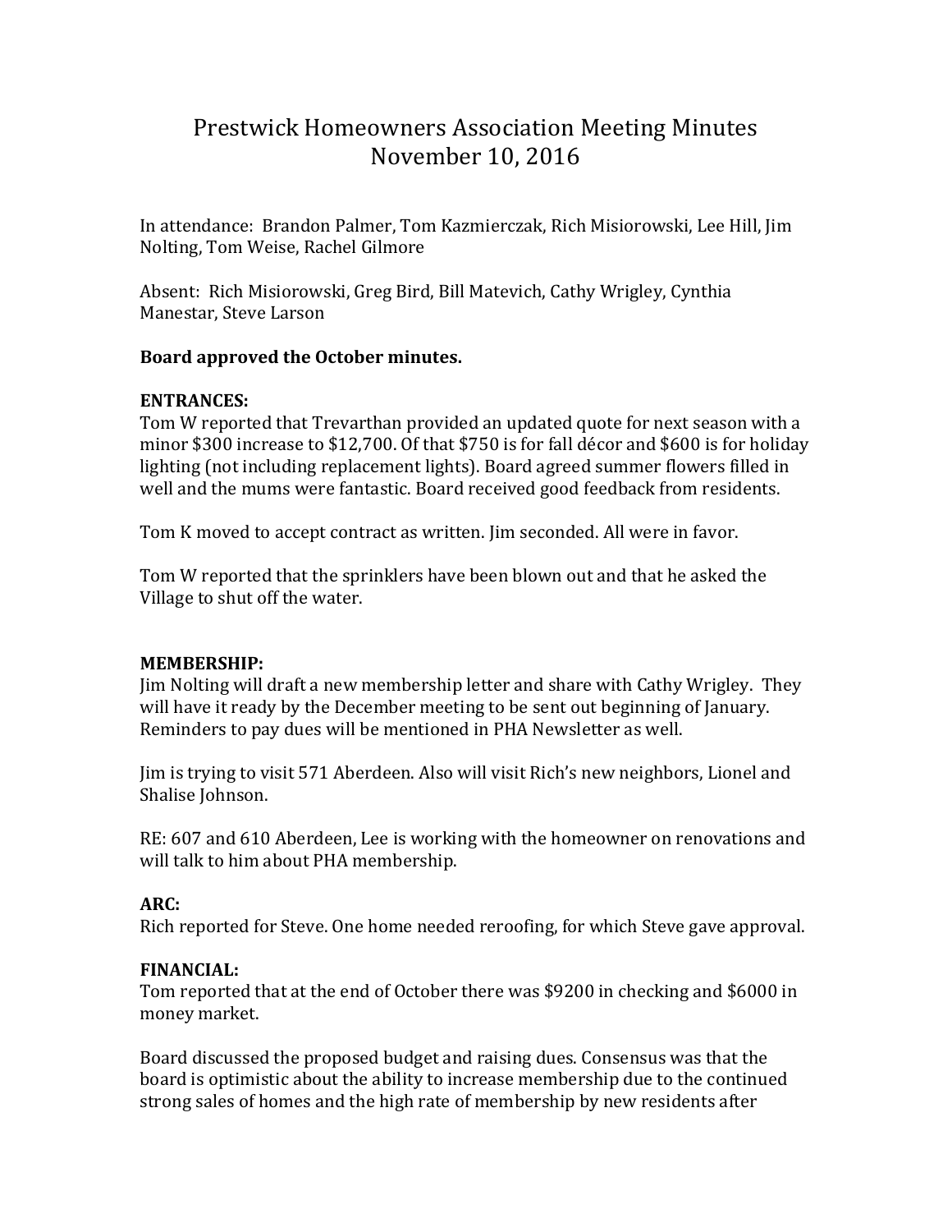# Prestwick Homeowners Association Meeting Minutes
# November 10, 2016

In attendance: Brandon Palmer, Tom Kazmierczak, Rich Misiorowski, Lee Hill, Jim Nolting, Tom Weise, Rachel Gilmore

Absent: Rich Misiorowski, Greg Bird, Bill Matevich, Cathy Wrigley, Cynthia Manestar, Steve Larson

**Board approved the October minutes.**

**ENTRANCES:**
Tom W reported that Trevarthan provided an updated quote for next season with a minor $300 increase to $12,700. Of that $750 is for fall décor and $600 is for holiday lighting (not including replacement lights). Board agreed summer flowers filled in well and the mums were fantastic. Board received good feedback from residents.

Tom K moved to accept contract as written. Jim seconded. All were in favor.

Tom W reported that the sprinklers have been blown out and that he asked the Village to shut off the water.

**MEMBERSHIP:**
Jim Nolting will draft a new membership letter and share with Cathy Wrigley. They will have it ready by the December meeting to be sent out beginning of January. Reminders to pay dues will be mentioned in PHA Newsletter as well.

Jim is trying to visit 571 Aberdeen. Also will visit Rich's new neighbors, Lionel and Shalise Johnson.

RE: 607 and 610 Aberdeen, Lee is working with the homeowner on renovations and will talk to him about PHA membership.

**ARC:**
Rich reported for Steve. One home needed reroofing, for which Steve gave approval.

**FINANCIAL:**
Tom reported that at the end of October there was $9200 in checking and $6000 in money market.

Board discussed the proposed budget and raising dues. Consensus was that the board is optimistic about the ability to increase membership due to the continued strong sales of homes and the high rate of membership by new residents after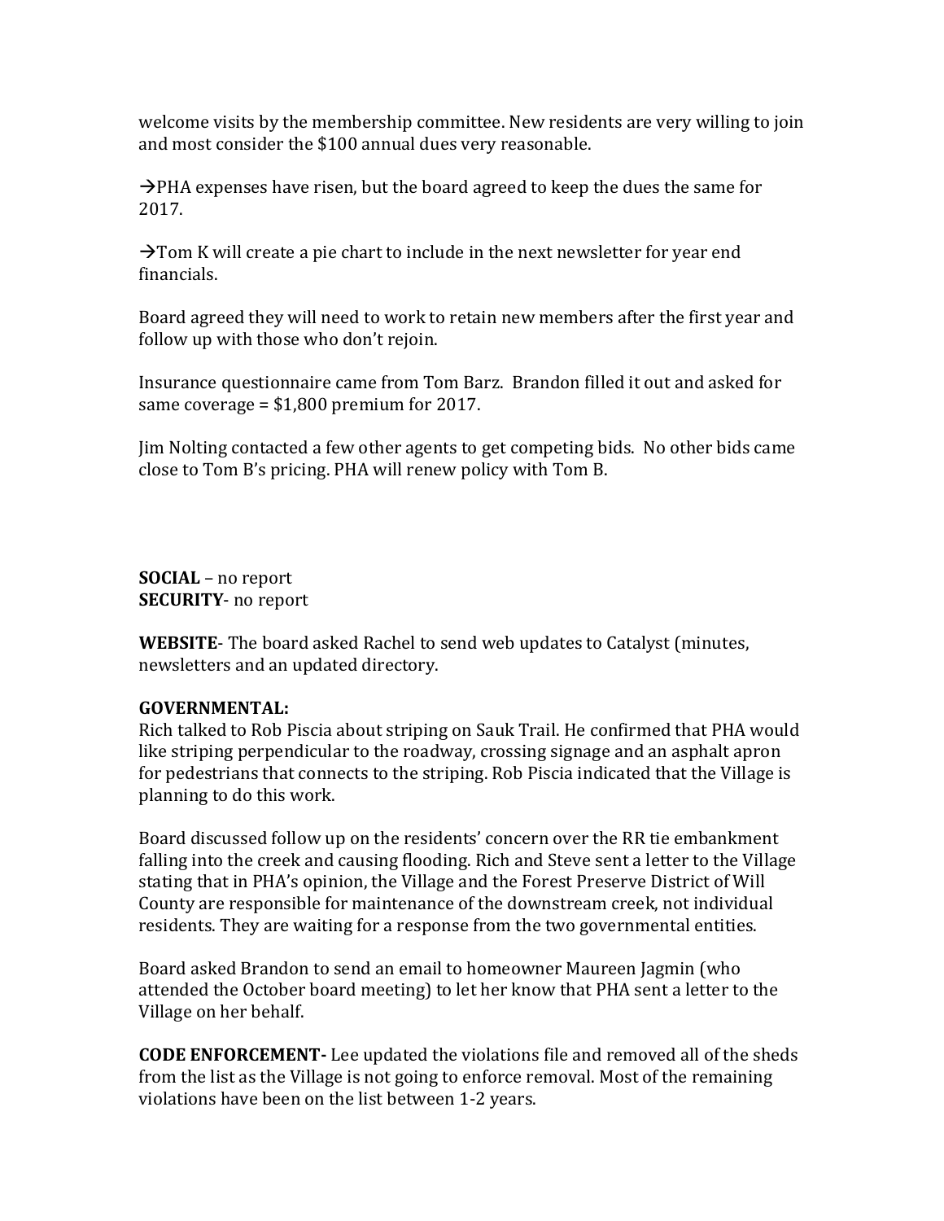welcome visits by the membership committee. New residents are very willing to join and most consider the $100 annual dues very reasonable.

→PHA expenses have risen, but the board agreed to keep the dues the same for 2017.

→Tom K will create a pie chart to include in the next newsletter for year end financials.

Board agreed they will need to work to retain new members after the first year and follow up with those who don't rejoin.

Insurance questionnaire came from Tom Barz. Brandon filled it out and asked for same coverage = $1,800 premium for 2017.

Jim Nolting contacted a few other agents to get competing bids. No other bids came close to Tom B's pricing. PHA will renew policy with Tom B.

**SOCIAL** – no report
**SECURITY**- no report

**WEBSITE**- The board asked Rachel to send web updates to Catalyst (minutes, newsletters and an updated directory.

**GOVERNMENTAL:**
Rich talked to Rob Piscia about striping on Sauk Trail. He confirmed that PHA would like striping perpendicular to the roadway, crossing signage and an asphalt apron for pedestrians that connects to the striping. Rob Piscia indicated that the Village is planning to do this work.

Board discussed follow up on the residents' concern over the RR tie embankment falling into the creek and causing flooding. Rich and Steve sent a letter to the Village stating that in PHA's opinion, the Village and the Forest Preserve District of Will County are responsible for maintenance of the downstream creek, not individual residents. They are waiting for a response from the two governmental entities.

Board asked Brandon to send an email to homeowner Maureen Jagmin (who attended the October board meeting) to let her know that PHA sent a letter to the Village on her behalf.

**CODE ENFORCEMENT-** Lee updated the violations file and removed all of the sheds from the list as the Village is not going to enforce removal. Most of the remaining violations have been on the list between 1-2 years.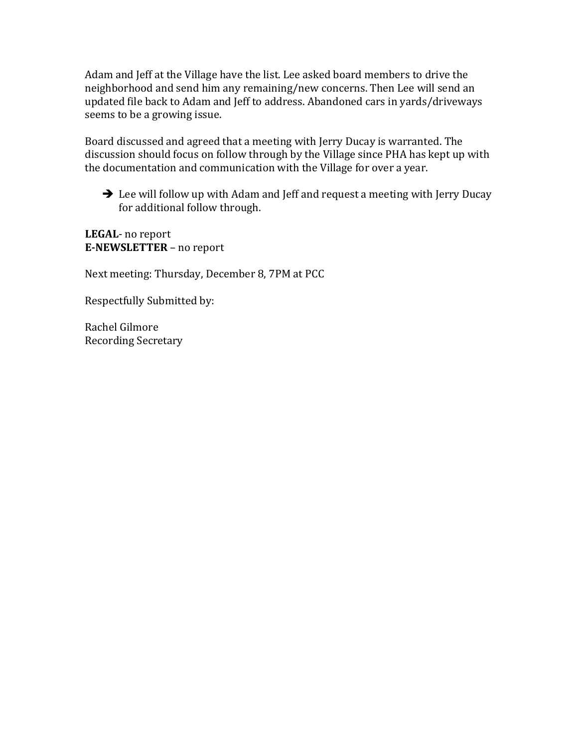Adam and Jeff at the Village have the list. Lee asked board members to drive the neighborhood and send him any remaining/new concerns. Then Lee will send an updated file back to Adam and Jeff to address. Abandoned cars in yards/driveways seems to be a growing issue.

Board discussed and agreed that a meeting with Jerry Ducay is warranted. The discussion should focus on follow through by the Village since PHA has kept up with the documentation and communication with the Village for over a year.

- ➔ Lee will follow up with Adam and Jeff and request a meeting with Jerry Ducay for additional follow through.

**LEGAL**- no report
**E-NEWSLETTER** – no report

Next meeting: Thursday, December 8, 7PM at PCC

Respectfully Submitted by:

Rachel Gilmore
Recording Secretary